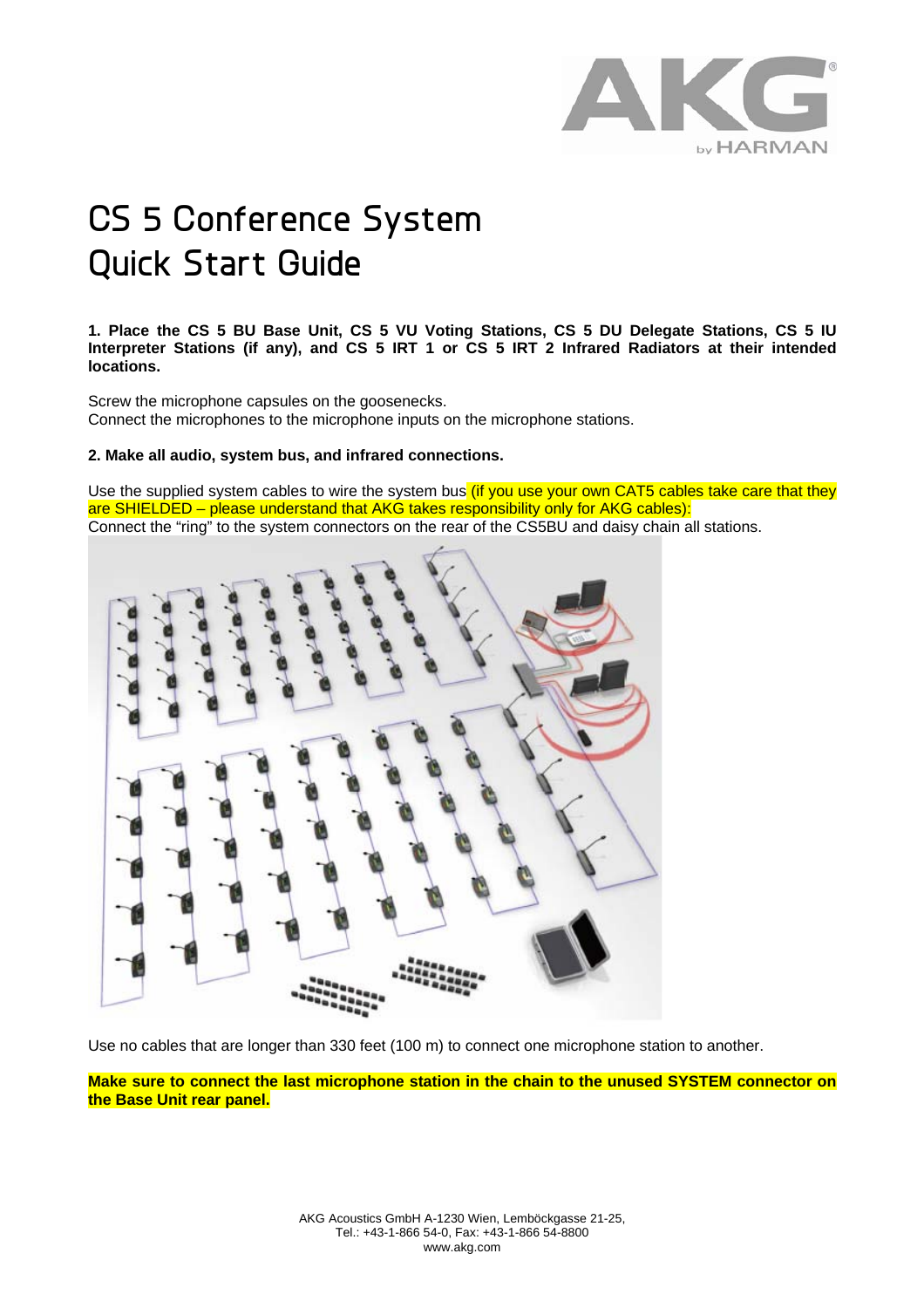# CS 5 Conference System Quick Start Guide

**1. Place the CS 5 BU Base Unit, CS 5 VU Voting Stations, CS 5 DU Delegate Stations, CS 5 IU Interpreter Stations (if any), and CS 5 IRT 1 or CS 5 IRT 2 Infrared Radiators at their intended locations.**

Screw the microphone capsules on the goosenecks.
Connect the microphones to the microphone inputs on the microphone stations.

**2. Make all audio, system bus, and infrared connections.**

Use the supplied system cables to wire the system bus (if you use your own CAT5 cables take care that they are SHIELDED – please understand that AKG takes responsibility only for AKG cables):
Connect the "ring" to the system connectors on the rear of the CS5BU and daisy chain all stations.

Use no cables that are longer than 330 feet (100 m) to connect one microphone station to another.

**Make sure to connect the last microphone station in the chain to the unused SYSTEM connector on the Base Unit rear panel.**

AKG Acoustics GmbH A-1230 Wien, Lemböckgasse 21-25,
Tel.: +43-1-866 54-0, Fax: +43-1-866 54-8800
www.akg.com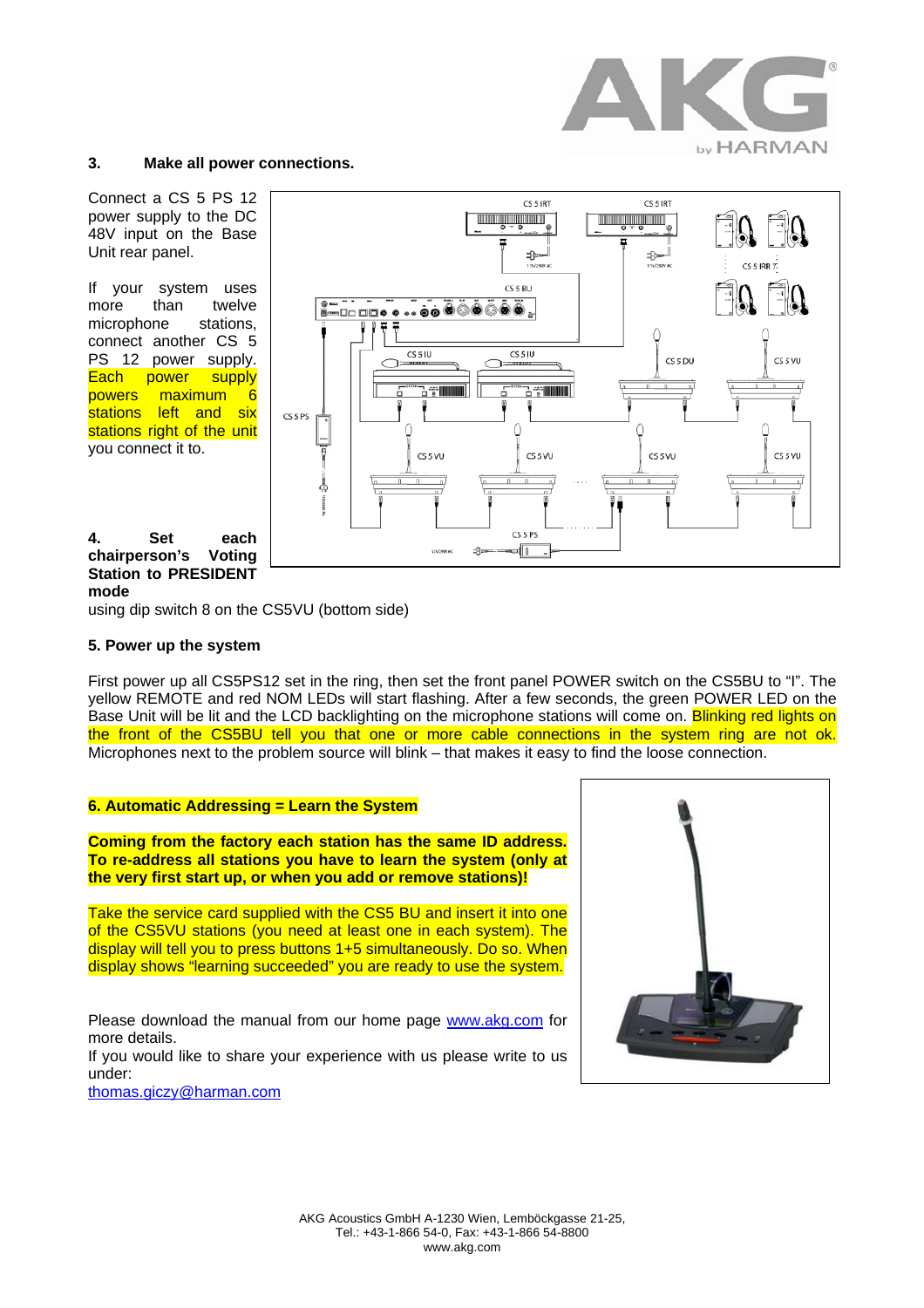### 3. Make all power connections.

Connect a CS 5 PS 12 power supply to the DC 48V input on the Base Unit rear panel.

If your system uses more than twelve microphone stations, connect another CS 5 PS 12 power supply. Each power supply powers maximum 6 stations left and six stations right of the unit you connect it to.

CS 5 IRT
CS 5 IRT
CS 5 IRR
CS 5 BU
CS 5 IU
CS 5 IU
CS 5 DU
CS 5 VU
CS 5 PS
CS 5 VU
CS 5 VU
CS 5 VU
CS 5 VU
CS 5 PS

### 4. Set each chairperson's Voting Station to PRESIDENT mode

using dip switch 8 on the CS5VU (bottom side)

### 5. Power up the system

First power up all CS5PS12 set in the ring, then set the front panel POWER switch on the CS5BU to "I". The yellow REMOTE and red NOM LEDs will start flashing. After a few seconds, the green POWER LED on the Base Unit will be lit and the LCD backlighting on the microphone stations will come on. Blinking red lights on the front of the CS5BU tell you that one or more cable connections in the system ring are not ok. Microphones next to the problem source will blink – that makes it easy to find the loose connection.

### 6. Automatic Addressing = Learn the System

**Coming from the factory each station has the same ID address. To re-address all stations you have to learn the system (only at the very first start up, or when you add or remove stations)!**

Take the service card supplied with the CS5 BU and insert it into one of the CS5VU stations (you need at least one in each system). The display will tell you to press buttons 1+5 simultaneously. Do so. When display shows "learning succeeded" you are ready to use the system.

Please download the manual from our home page www.akg.com for more details.
If you would like to share your experience with us please write to us under:
thomas.giczy@harman.com

AKG Acoustics GmbH A-1230 Wien, Lemböckgasse 21-25,
Tel.: +43-1-866 54-0, Fax: +43-1-866 54-8800
www.akg.com